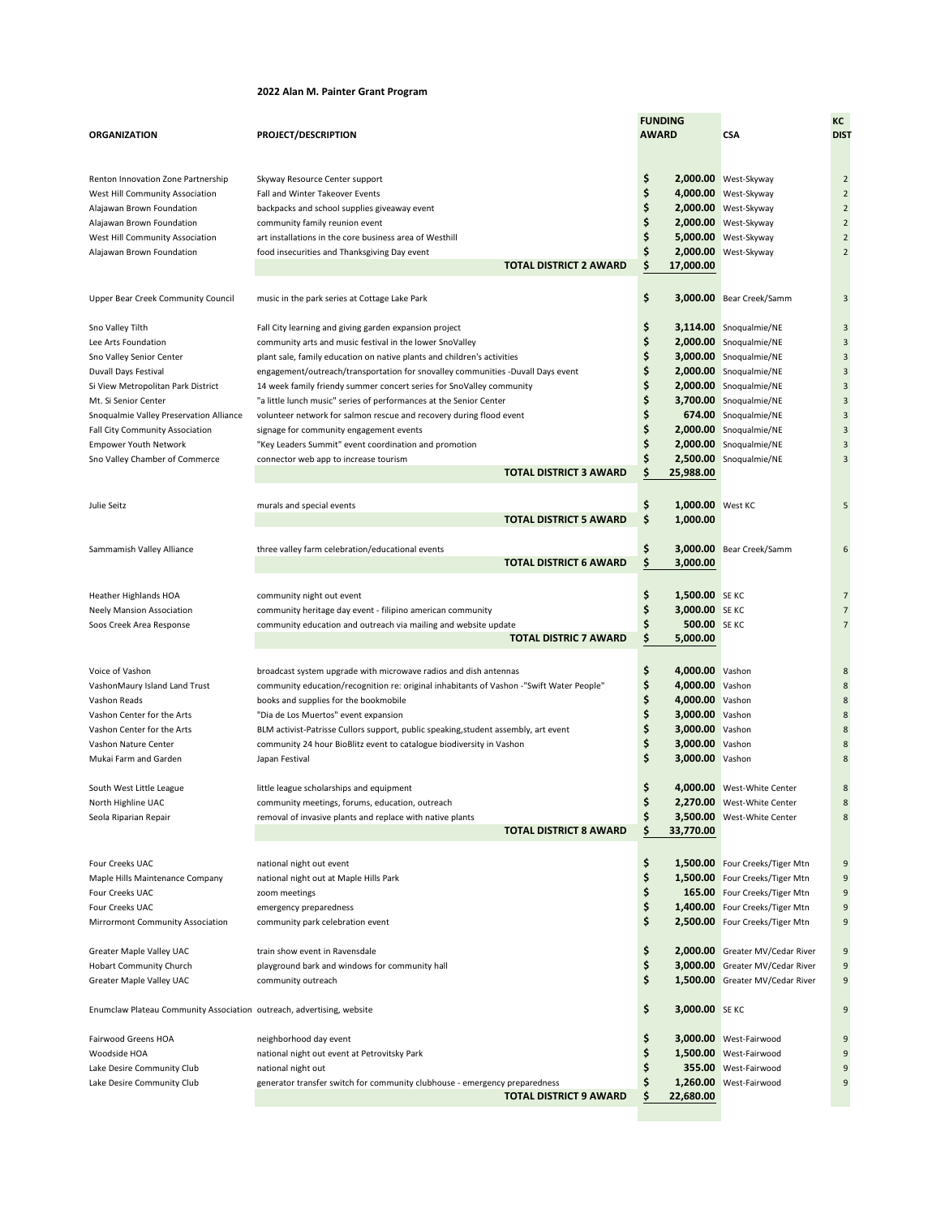**2022 Alan M. Painter Grant Program**

| ORGANIZATION | PROJECT/DESCRIPTION | FUNDING AWARD | CSA | KC DIST |
|---|---|---|---|---|
| Renton Innovation Zone Partnership | Skyway Resource Center support | $ 2,000.00 | West-Skyway | 2 |
| West Hill Community Association | Fall and Winter Takeover Events | $ 4,000.00 | West-Skyway | 2 |
| Alajawan Brown Foundation | backpacks and school supplies giveaway event | $ 2,000.00 | West-Skyway | 2 |
| Alajawan Brown Foundation | community family reunion event | $ 2,000.00 | West-Skyway | 2 |
| West Hill Community Association | art installations in the core business area of Westhill | $ 5,000.00 | West-Skyway | 2 |
| Alajawan Brown Foundation | food insecurities and Thanksgiving Day event | $ 2,000.00 | West-Skyway | 2 |
| | **TOTAL DISTRICT 2 AWARD** | **$ 17,000.00** | | |
| Upper Bear Creek Community Council | music in the park series at Cottage Lake Park | $ 3,000.00 | Bear Creek/Samm | 3 |
| Sno Valley Tilth | Fall City learning and giving garden expansion project | $ 3,114.00 | Snoqualmie/NE | 3 |
| Lee Arts Foundation | community arts and music festival in the lower SnoValley | $ 2,000.00 | Snoqualmie/NE | 3 |
| Sno Valley Senior Center | plant sale, family education on native plants and children's activities | $ 3,000.00 | Snoqualmie/NE | 3 |
| Duvall Days Festival | engagement/outreach/transportation for snovalley communities -Duvall Days event | $ 2,000.00 | Snoqualmie/NE | 3 |
| Si View Metropolitan Park District | 14 week family friendy summer concert series for SnoValley community | $ 2,000.00 | Snoqualmie/NE | 3 |
| Mt. Si Senior Center | "a little lunch music" series of performances at the Senior Center | $ 3,700.00 | Snoqualmie/NE | 3 |
| Snoqualmie Valley Preservation Alliance | volunteer network for salmon rescue and recovery during flood event | $ 674.00 | Snoqualmie/NE | 3 |
| Fall City Community Association | signage for community engagement events | $ 2,000.00 | Snoqualmie/NE | 3 |
| Empower Youth Network | "Key Leaders Summit" event coordination and promotion | $ 2,000.00 | Snoqualmie/NE | 3 |
| Sno Valley Chamber of Commerce | connector web app to increase tourism | $ 2,500.00 | Snoqualmie/NE | 3 |
| | **TOTAL DISTRICT 3 AWARD** | **$ 25,988.00** | | |
| Julie Seitz | murals and special events | $ 1,000.00 | West KC | 5 |
| | **TOTAL DISTRICT 5 AWARD** | **$ 1,000.00** | | |
| Sammamish Valley Alliance | three valley farm celebration/educational events | $ 3,000.00 | Bear Creek/Samm | 6 |
| | **TOTAL DISTRICT 6 AWARD** | **$ 3,000.00** | | |
| Heather Highlands HOA | community night out event | $ 1,500.00 | SE KC | 7 |
| Neely Mansion Association | community heritage day event - filipino american community | $ 3,000.00 | SE KC | 7 |
| Soos Creek Area Response | community education and outreach via mailing and website update | $ 500.00 | SE KC | 7 |
| | **TOTAL DISTRIC 7 AWARD** | **$ 5,000.00** | | |
| Voice of Vashon | broadcast system upgrade with microwave radios and dish antennas | $ 4,000.00 | Vashon | 8 |
| VashonMaury Island Land Trust | community education/recognition re: original inhabitants of Vashon -"Swift Water People" | $ 4,000.00 | Vashon | 8 |
| Vashon Reads | books and supplies for the bookmobile | $ 4,000.00 | Vashon | 8 |
| Vashon Center for the Arts | "Dia de Los Muertos" event expansion | $ 3,000.00 | Vashon | 8 |
| Vashon Center for the Arts | BLM activist-Patrisse Cullors support, public speaking,student assembly, art event | $ 3,000.00 | Vashon | 8 |
| Vashon Nature Center | community 24 hour BioBlitz event to catalogue biodiversity in Vashon | $ 3,000.00 | Vashon | 8 |
| Mukai Farm and Garden | Japan Festival | $ 3,000.00 | Vashon | 8 |
| South West Little League | little league scholarships and equipment | $ 4,000.00 | West-White Center | 8 |
| North Highline UAC | community meetings, forums, education, outreach | $ 2,270.00 | West-White Center | 8 |
| Seola Riparian Repair | removal of invasive plants and replace with native plants | $ 3,500.00 | West-White Center | 8 |
| | **TOTAL DISTRICT 8 AWARD** | **$ 33,770.00** | | |
| Four Creeks UAC | national night out event | $ 1,500.00 | Four Creeks/Tiger Mtn | 9 |
| Maple Hills Maintenance Company | national night out at Maple Hills Park | $ 1,500.00 | Four Creeks/Tiger Mtn | 9 |
| Four Creeks UAC | zoom meetings | $ 165.00 | Four Creeks/Tiger Mtn | 9 |
| Four Creeks UAC | emergency preparedness | $ 1,400.00 | Four Creeks/Tiger Mtn | 9 |
| Mirrormont Community Association | community park celebration event | $ 2,500.00 | Four Creeks/Tiger Mtn | 9 |
| Greater Maple Valley UAC | train show event in Ravensdale | $ 2,000.00 | Greater MV/Cedar River | 9 |
| Hobart Community Church | playground bark and windows for community hall | $ 3,000.00 | Greater MV/Cedar River | 9 |
| Greater Maple Valley UAC | community outreach | $ 1,500.00 | Greater MV/Cedar River | 9 |
| Enumclaw Plateau Community Association | outreach, advertising, website | $ 3,000.00 | SE KC | 9 |
| Fairwood Greens HOA | neighborhood day event | $ 3,000.00 | West-Fairwood | 9 |
| Woodside HOA | national night out event at Petrovitsky Park | $ 1,500.00 | West-Fairwood | 9 |
| Lake Desire Community Club | national night out | $ 355.00 | West-Fairwood | 9 |
| Lake Desire Community Club | generator transfer switch for community clubhouse - emergency preparedness | $ 1,260.00 | West-Fairwood | 9 |
| | **TOTAL DISTRICT 9 AWARD** | **$ 22,680.00** | | |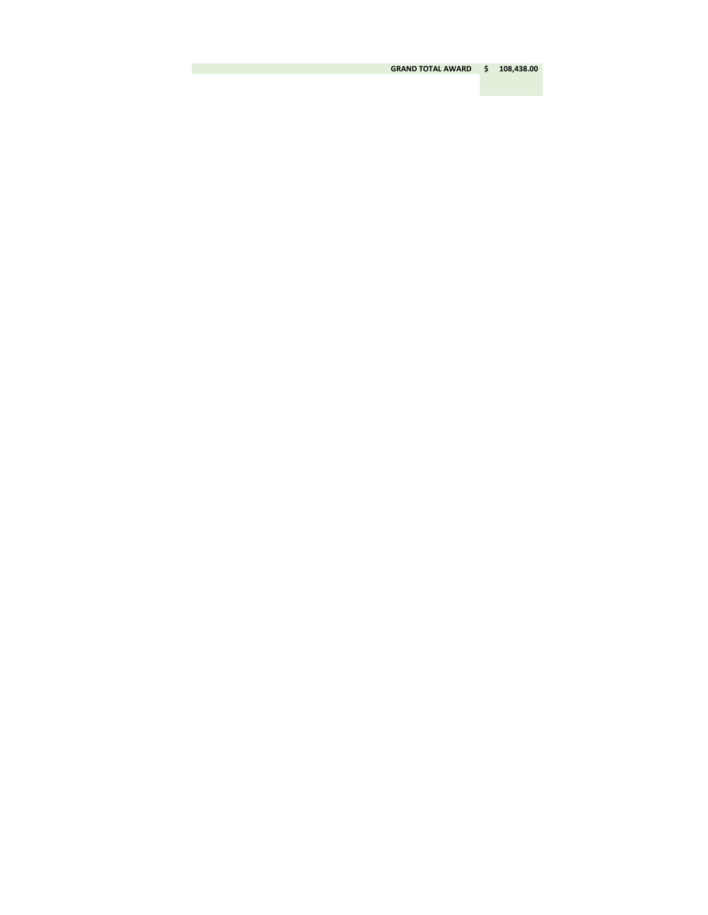| | |
|---|---|
| **GRAND TOTAL AWARD** | **$ 108,438.00** |